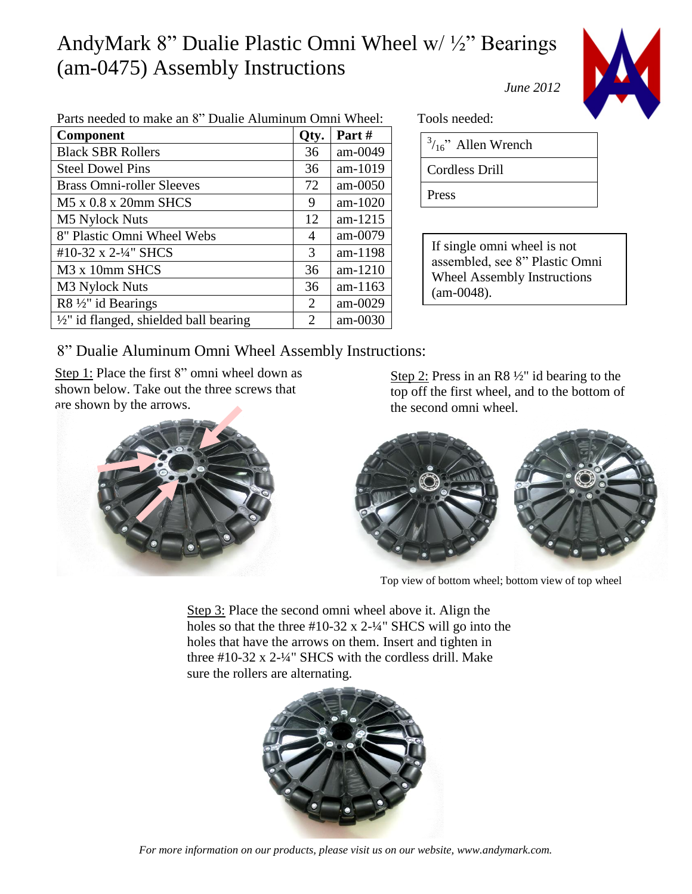# AndyMark 8" Dualie Plastic Omni Wheel w/ ½" Bearings (am-0475) Assembly Instructions

*June 2012*

Parts needed to make an 8" Dualie Aluminum Omni Wheel:

| Component | Qty. | Part # |
|---|---|---|
| Black SBR Rollers | 36 | am-0049 |
| Steel Dowel Pins | 36 | am-1019 |
| Brass Omni-roller Sleeves | 72 | am-0050 |
| M5 x 0.8 x 20mm SHCS | 9 | am-1020 |
| M5 Nylock Nuts | 12 | am-1215 |
| 8" Plastic Omni Wheel Webs | 4 | am-0079 |
| #10-32 x 2-¼" SHCS | 3 | am-1198 |
| M3 x 10mm SHCS | 36 | am-1210 |
| M3 Nylock Nuts | 36 | am-1163 |
| R8 ½" id Bearings | 2 | am-0029 |
| ½" id flanged, shielded ball bearing | 2 | am-0030 |

Tools needed:

| |
|---|
| $^{3}/_{16}$" Allen Wrench |
| Cordless Drill |
| Press |

If single omni wheel is not assembled, see 8" Plastic Omni Wheel Assembly Instructions (am-0048).

## 8" Dualie Aluminum Omni Wheel Assembly Instructions:

Step 1: Place the first 8" omni wheel down as shown below. Take out the three screws that are shown by the arrows.

Step 2: Press in an R8 ½" id bearing to the top off the first wheel, and to the bottom of the second omni wheel.

Top view of bottom wheel; bottom view of top wheel

Step 3: Place the second omni wheel above it. Align the holes so that the three #10-32 x 2-¼" SHCS will go into the holes that have the arrows on them. Insert and tighten in three #10-32 x 2-¼" SHCS with the cordless drill. Make sure the rollers are alternating.

*For more information on our products, please visit us on our website, www.andymark.com.*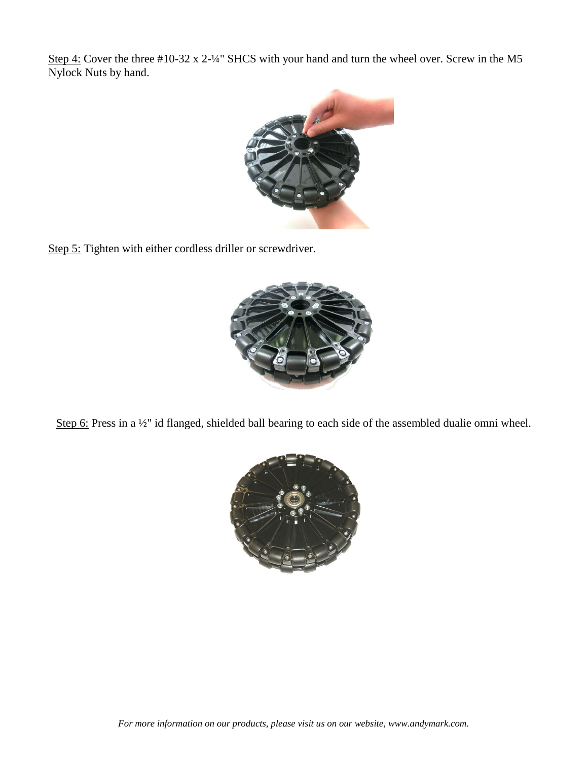Step 4: Cover the three #10-32 x 2-¼" SHCS with your hand and turn the wheel over. Screw in the M5 Nylock Nuts by hand.

Step 5: Tighten with either cordless driller or screwdriver.

Step 6: Press in a ½" id flanged, shielded ball bearing to each side of the assembled dualie omni wheel.

*For more information on our products, please visit us on our website, www.andymark.com.*